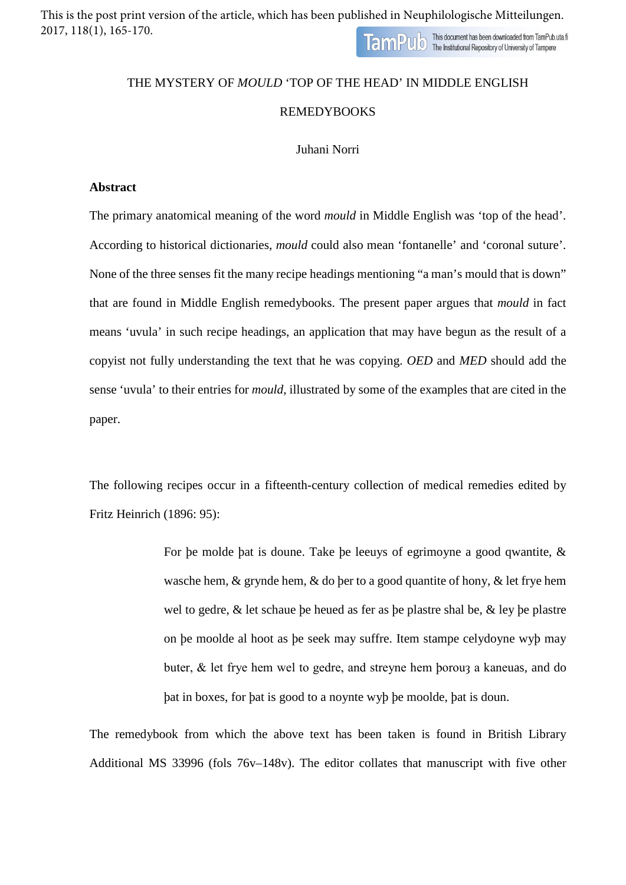This is the post print version of the article, which has been published in Neuphilologische Mitteilungen. 2017, 118(1), 165-170.

# THE MYSTERY OF *MOULD* ‘TOP OF THE HEAD’ IN MIDDLE ENGLISH REMEDYBOOKS

Juhani Norri

## Abstract

The primary anatomical meaning of the word *mould* in Middle English was ‘top of the head’. According to historical dictionaries, *mould* could also mean ‘fontanelle’ and ‘coronal suture’. None of the three senses fit the many recipe headings mentioning “a man’s mould that is down” that are found in Middle English remedybooks. The present paper argues that *mould* in fact means ‘uvula’ in such recipe headings, an application that may have begun as the result of a copyist not fully understanding the text that he was copying. *OED* and *MED* should add the sense ‘uvula’ to their entries for *mould*, illustrated by some of the examples that are cited in the paper.

The following recipes occur in a fifteenth-century collection of medical remedies edited by Fritz Heinrich (1896: 95):

> For þe molde þat is doune. Take þe leeuys of egrimoyne a good qwantite, & wasche hem, & grynde hem, & do þer to a good quantite of hony, & let frye hem wel to gedre, & let schaue þe heued as fer as þe plastre shal be, & ley þe plastre on þe moolde al hoot as þe seek may suffre. Item stampe celydoyne wyþ may buter, & let frye hem wel to gedre, and streyne hem þorouȝ a kaneuas, and do þat in boxes, for þat is good to a noynte wyþ þe moolde, þat is doun.

The remedybook from which the above text has been taken is found in British Library Additional MS 33996 (fols 76v–148v). The editor collates that manuscript with five other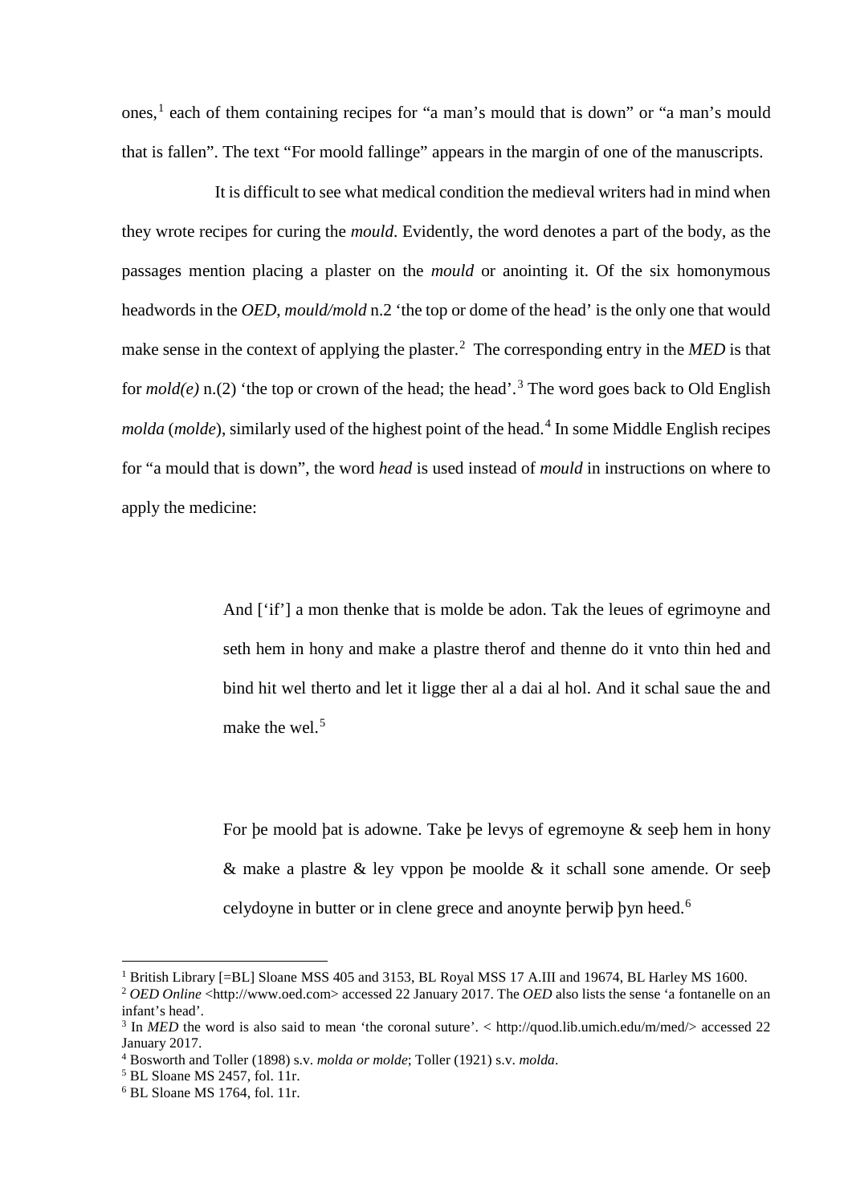ones,[1] each of them containing recipes for "a man's mould that is down" or "a man's mould that is fallen". The text "For moold fallinge" appears in the margin of one of the manuscripts.

It is difficult to see what medical condition the medieval writers had in mind when they wrote recipes for curing the *mould*. Evidently, the word denotes a part of the body, as the passages mention placing a plaster on the *mould* or anointing it. Of the six homonymous headwords in the *OED*, *mould/mold* n.2 'the top or dome of the head' is the only one that would make sense in the context of applying the plaster.[2] The corresponding entry in the *MED* is that for *mold(e)* n.(2) 'the top or crown of the head; the head'.[3] The word goes back to Old English *molda* (*molde*), similarly used of the highest point of the head.[4] In some Middle English recipes for "a mould that is down", the word *head* is used instead of *mould* in instructions on where to apply the medicine:

> And ['if'] a mon thenke that is molde be adon. Tak the leues of egrimoyne and seth hem in hony and make a plastre therof and thenne do it vnto thin hed and bind hit wel therto and let it ligge ther al a dai al hol. And it schal saue the and make the wel.[5]

> For þe moold þat is adowne. Take þe levys of egremoyne & seeþ hem in hony & make a plastre & ley vppon þe moolde & it schall sone amende. Or seeþ celydoyne in butter or in clene grece and anoynte þerwiþ þyn heed.[6]

---

[1] British Library [=BL] Sloane MSS 405 and 3153, BL Royal MSS 17 A.III and 19674, BL Harley MS 1600.

[2] *OED Online* <http://www.oed.com> accessed 22 January 2017. The *OED* also lists the sense 'a fontanelle on an infant's head'.

[3] In *MED* the word is also said to mean 'the coronal suture'. < http://quod.lib.umich.edu/m/med/> accessed 22 January 2017.

[4] Bosworth and Toller (1898) s.v. *molda or molde*; Toller (1921) s.v. *molda*.

[5] BL Sloane MS 2457, fol. 11r.

[6] BL Sloane MS 1764, fol. 11r.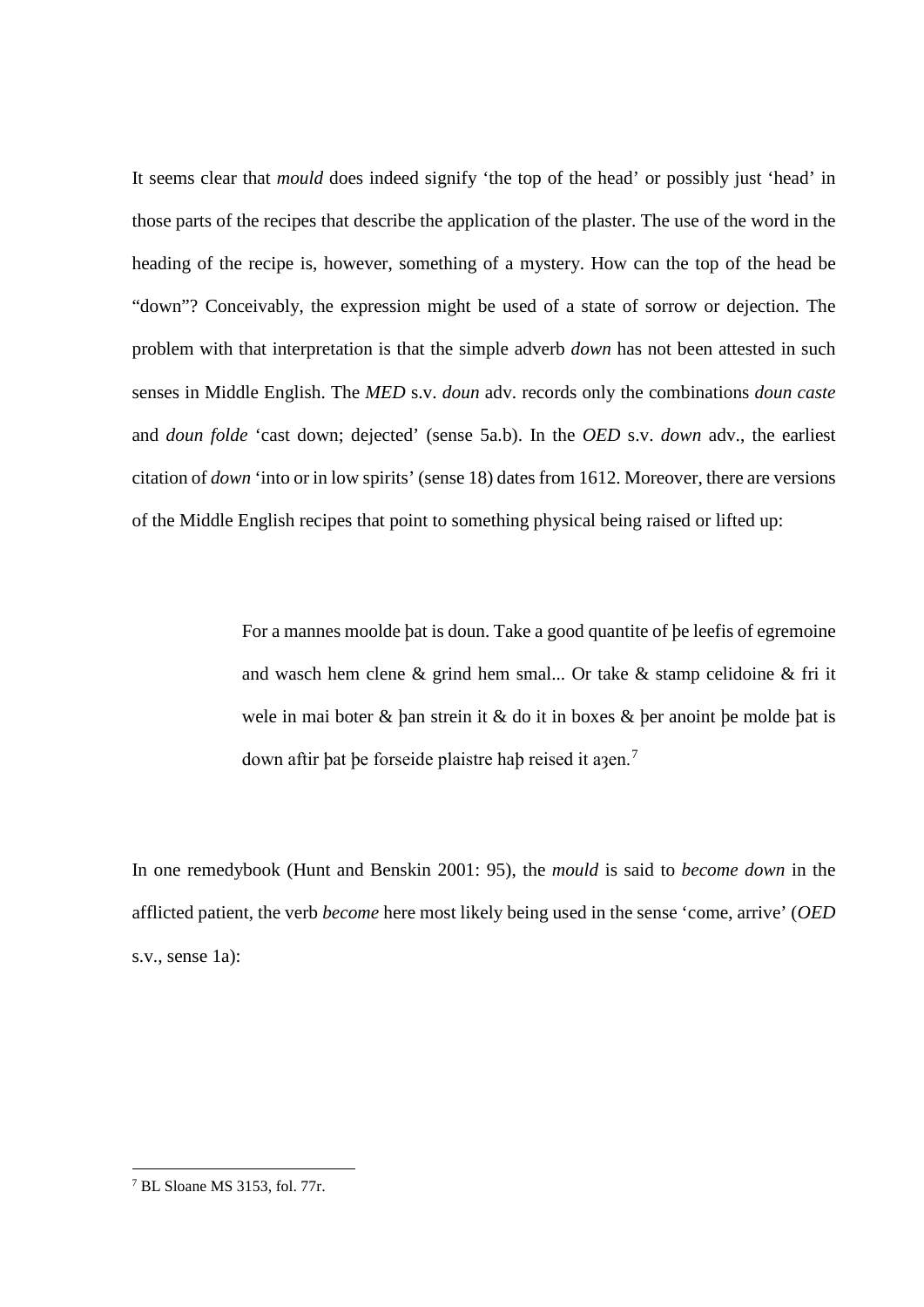It seems clear that *mould* does indeed signify 'the top of the head' or possibly just 'head' in those parts of the recipes that describe the application of the plaster. The use of the word in the heading of the recipe is, however, something of a mystery. How can the top of the head be "down"? Conceivably, the expression might be used of a state of sorrow or dejection. The problem with that interpretation is that the simple adverb *down* has not been attested in such senses in Middle English. The *MED* s.v. *doun* adv. records only the combinations *doun caste* and *doun folde* 'cast down; dejected' (sense 5a.b). In the *OED* s.v. *down* adv., the earliest citation of *down* 'into or in low spirits' (sense 18) dates from 1612. Moreover, there are versions of the Middle English recipes that point to something physical being raised or lifted up:

> For a mannes moolde þat is doun. Take a good quantite of þe leefis of egremoine and wasch hem clene & grind hem smal... Or take & stamp celidoine & fri it wele in mai boter & þan strein it & do it in boxes & þer anoint þe molde þat is down aftir þat þe forseide plaistre haþ reised it aȝen.[7]

In one remedybook (Hunt and Benskin 2001: 95), the *mould* is said to *become down* in the afflicted patient, the verb *become* here most likely being used in the sense 'come, arrive' (*OED* s.v., sense 1a):

---

[7] BL Sloane MS 3153, fol. 77r.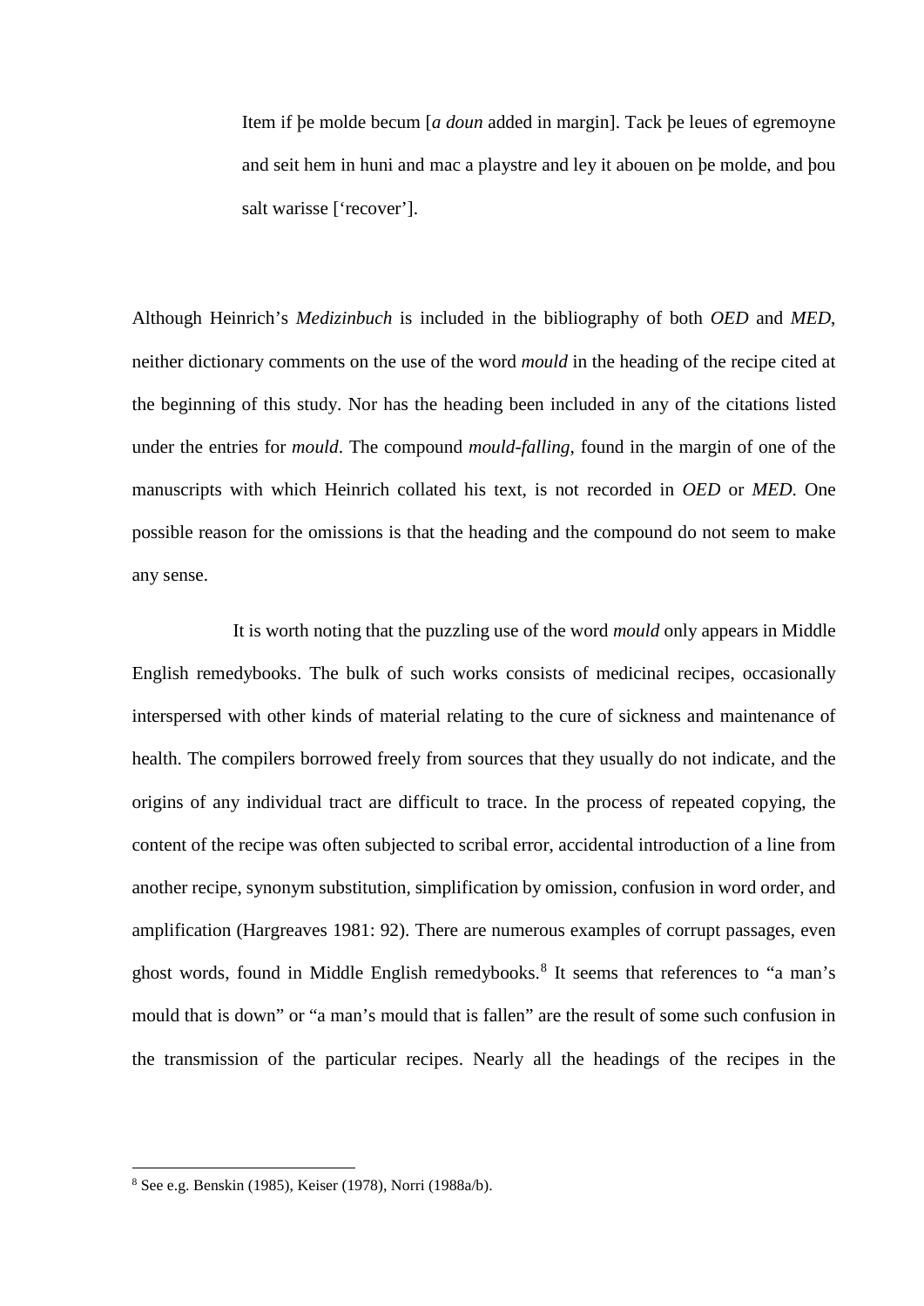> Item if þe molde becum [*a doun* added in margin]. Tack þe leues of egremoyne and seit hem in huni and mac a playstre and ley it abouen on þe molde, and þou salt warisse [‘recover’].

Although Heinrich’s *Medizinbuch* is included in the bibliography of both *OED* and *MED*, neither dictionary comments on the use of the word *mould* in the heading of the recipe cited at the beginning of this study. Nor has the heading been included in any of the citations listed under the entries for *mould*. The compound *mould-falling*, found in the margin of one of the manuscripts with which Heinrich collated his text, is not recorded in *OED* or *MED*. One possible reason for the omissions is that the heading and the compound do not seem to make any sense.

It is worth noting that the puzzling use of the word *mould* only appears in Middle English remedybooks. The bulk of such works consists of medicinal recipes, occasionally interspersed with other kinds of material relating to the cure of sickness and maintenance of health. The compilers borrowed freely from sources that they usually do not indicate, and the origins of any individual tract are difficult to trace. In the process of repeated copying, the content of the recipe was often subjected to scribal error, accidental introduction of a line from another recipe, synonym substitution, simplification by omission, confusion in word order, and amplification (Hargreaves 1981: 92). There are numerous examples of corrupt passages, even ghost words, found in Middle English remedybooks.[8] It seems that references to “a man’s mould that is down” or “a man’s mould that is fallen” are the result of some such confusion in the transmission of the particular recipes. Nearly all the headings of the recipes in the

[8] See e.g. Benskin (1985), Keiser (1978), Norri (1988a/b).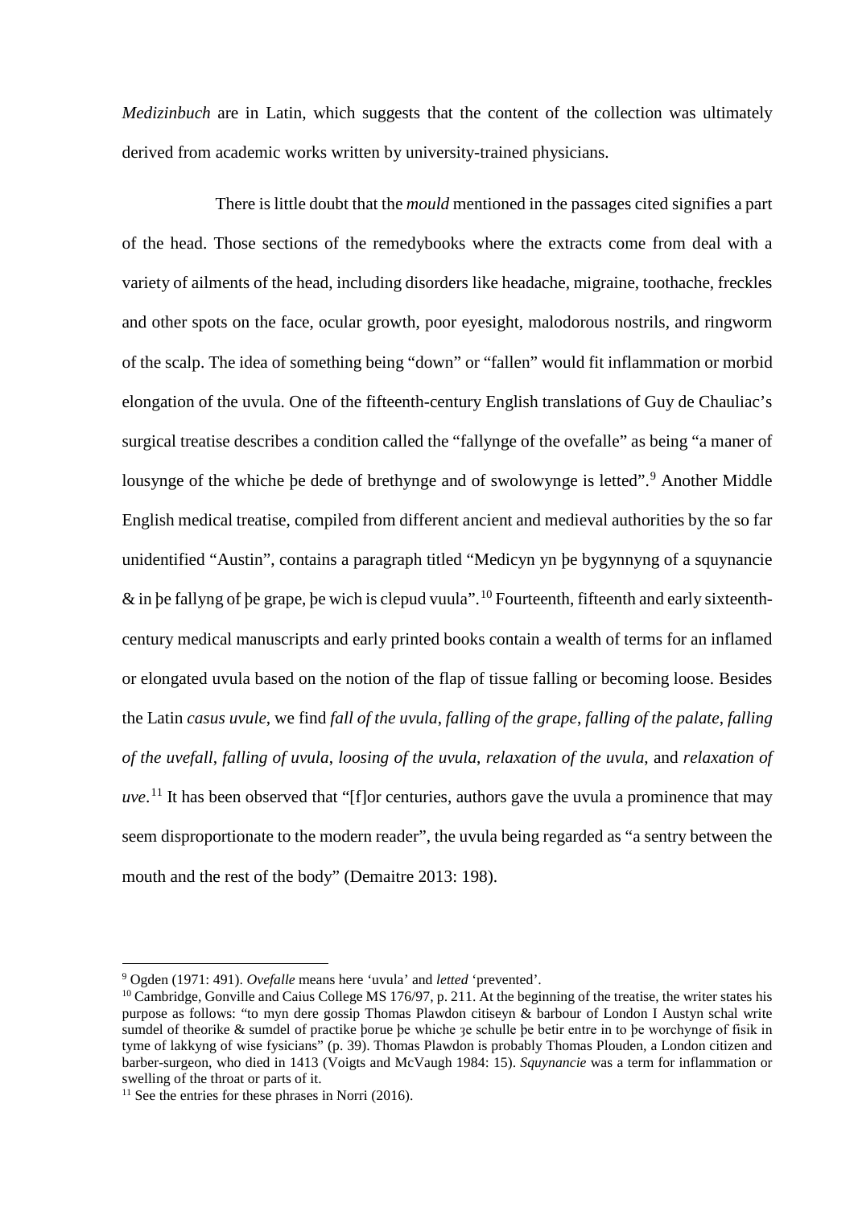*Medizinbuch* are in Latin, which suggests that the content of the collection was ultimately derived from academic works written by university-trained physicians.

There is little doubt that the *mould* mentioned in the passages cited signifies a part of the head. Those sections of the remedybooks where the extracts come from deal with a variety of ailments of the head, including disorders like headache, migraine, toothache, freckles and other spots on the face, ocular growth, poor eyesight, malodorous nostrils, and ringworm of the scalp. The idea of something being "down" or "fallen" would fit inflammation or morbid elongation of the uvula. One of the fifteenth-century English translations of Guy de Chauliac's surgical treatise describes a condition called the "fallynge of the ovefalle" as being "a maner of lousynge of the whiche þe dede of brethynge and of swolowynge is letted".[9] Another Middle English medical treatise, compiled from different ancient and medieval authorities by the so far unidentified "Austin", contains a paragraph titled "Medicyn yn þe bygynnyng of a squynancie & in þe fallyng of þe grape, þe wich is clepud vuula".[10] Fourteenth, fifteenth and early sixteenth-century medical manuscripts and early printed books contain a wealth of terms for an inflamed or elongated uvula based on the notion of the flap of tissue falling or becoming loose. Besides the Latin *casus uvule*, we find *fall of the uvula*, *falling of the grape*, *falling of the palate*, *falling of the uvefall*, *falling of uvula*, *loosing of the uvula*, *relaxation of the uvula*, and *relaxation of uve*.[11] It has been observed that "[f]or centuries, authors gave the uvula a prominence that may seem disproportionate to the modern reader", the uvula being regarded as "a sentry between the mouth and the rest of the body" (Demaitre 2013: 198).

---

[9] Ogden (1971: 491). *Ovefalle* means here 'uvula' and *letted* 'prevented'.

[10] Cambridge, Gonville and Caius College MS 176/97, p. 211. At the beginning of the treatise, the writer states his purpose as follows: "to myn dere gossip Thomas Plawdon citiseyn & barbour of London I Austyn schal write sumdel of theorike & sumdel of practike þorue þe whiche ȝe schulle þe betir entre in to þe worchynge of fisik in tyme of lakkyng of wise fysicians" (p. 39). Thomas Plawdon is probably Thomas Plouden, a London citizen and barber-surgeon, who died in 1413 (Voigts and McVaugh 1984: 15). *Squynancie* was a term for inflammation or swelling of the throat or parts of it.

[11] See the entries for these phrases in Norri (2016).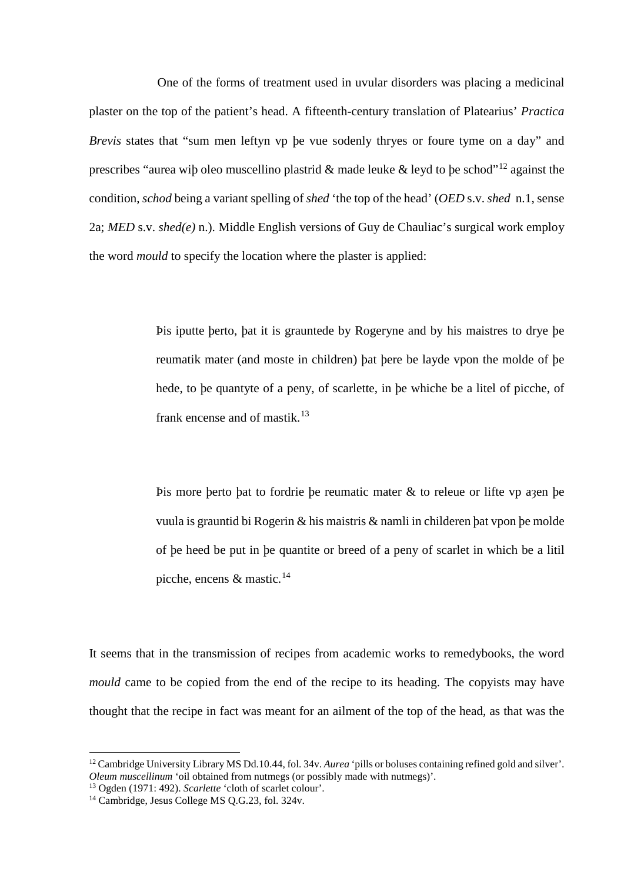One of the forms of treatment used in uvular disorders was placing a medicinal plaster on the top of the patient's head. A fifteenth-century translation of Platearius' *Practica Brevis* states that "sum men leftyn vp þe vue sodenly thryes or foure tyme on a day" and prescribes "aurea wiþ oleo muscellino plastrid & made leuke & leyd to þe schod"[12] against the condition, *schod* being a variant spelling of *shed* 'the top of the head' (*OED* s.v. *shed* n.1, sense 2a; *MED* s.v. *shed(e)* n.). Middle English versions of Guy de Chauliac's surgical work employ the word *mould* to specify the location where the plaster is applied:

> Þis iputte þerto, þat it is grauntede by Rogeryne and by his maistres to drye þe reumatik mater (and moste in children) þat þere be layde vpon the molde of þe hede, to þe quantyte of a peny, of scarlette, in þe whiche be a litel of picche, of frank encense and of mastik.[13]

> Þis more þerto þat to fordrie þe reumatic mater & to releue or lifte vp aȝen þe vuula is grauntid bi Rogerin & his maistris & namli in childeren þat vpon þe molde of þe heed be put in þe quantite or breed of a peny of scarlet in which be a litil picche, encens & mastic.[14]

It seems that in the transmission of recipes from academic works to remedybooks, the word *mould* came to be copied from the end of the recipe to its heading. The copyists may have thought that the recipe in fact was meant for an ailment of the top of the head, as that was the

---

[12] Cambridge University Library MS Dd.10.44, fol. 34v. *Aurea* 'pills or boluses containing refined gold and silver'. *Oleum muscellinum* 'oil obtained from nutmegs (or possibly made with nutmegs)'.

[13] Ogden (1971: 492). *Scarlette* 'cloth of scarlet colour'.

[14] Cambridge, Jesus College MS Q.G.23, fol. 324v.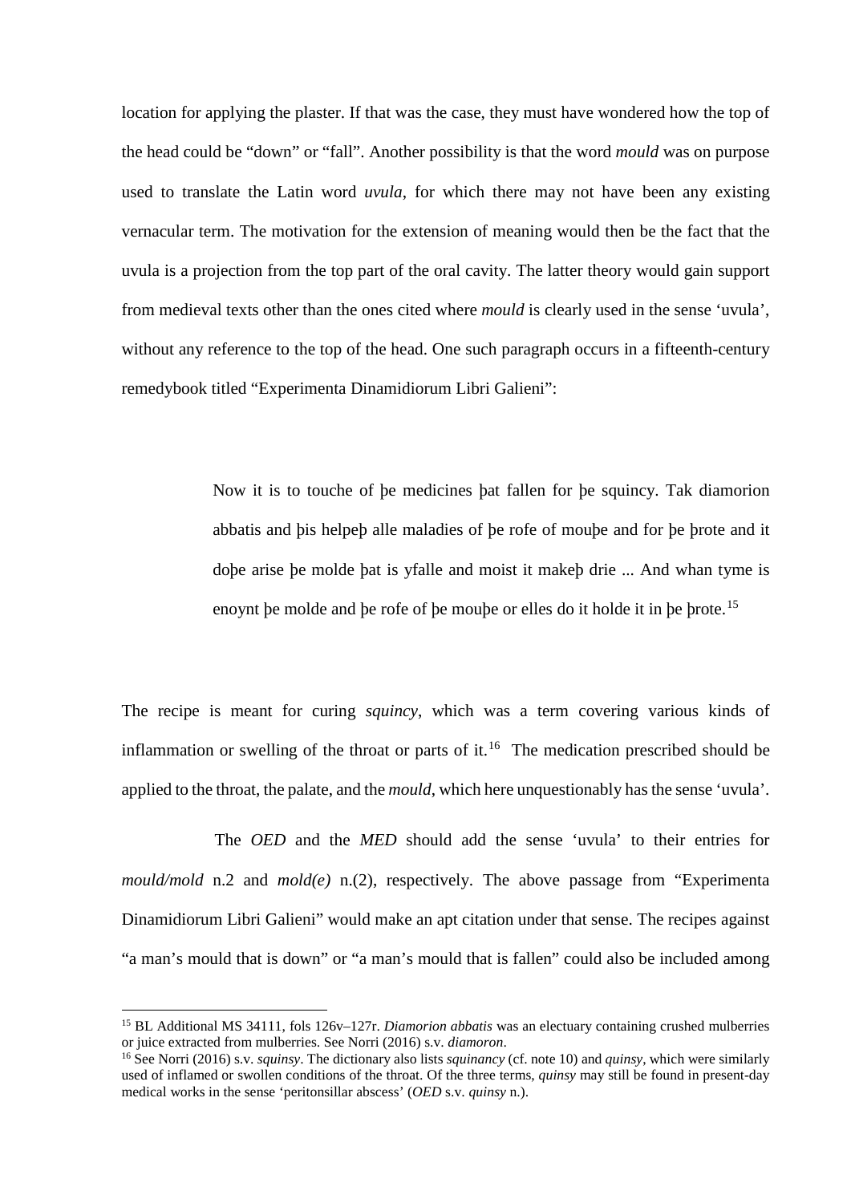location for applying the plaster. If that was the case, they must have wondered how the top of the head could be "down" or "fall". Another possibility is that the word *mould* was on purpose used to translate the Latin word *uvula*, for which there may not have been any existing vernacular term. The motivation for the extension of meaning would then be the fact that the uvula is a projection from the top part of the oral cavity. The latter theory would gain support from medieval texts other than the ones cited where *mould* is clearly used in the sense 'uvula', without any reference to the top of the head. One such paragraph occurs in a fifteenth-century remedybook titled "Experimenta Dinamidiorum Libri Galieni":

> Now it is to touche of þe medicines þat fallen for þe squincy. Tak diamorion abbatis and þis helpeþ alle maladies of þe rofe of mouþe and for þe þrote and it doþe arise þe molde þat is yfalle and moist it makeþ drie ... And whan tyme is enoynt þe molde and þe rofe of þe mouþe or elles do it holde it in þe þrote.[15]

The recipe is meant for curing *squincy*, which was a term covering various kinds of inflammation or swelling of the throat or parts of it.[16] The medication prescribed should be applied to the throat, the palate, and the *mould*, which here unquestionably has the sense 'uvula'.

The *OED* and the *MED* should add the sense 'uvula' to their entries for *mould/mold* n.2 and *mold(e)* n.(2), respectively. The above passage from "Experimenta Dinamidiorum Libri Galieni" would make an apt citation under that sense. The recipes against "a man's mould that is down" or "a man's mould that is fallen" could also be included among

---

[15] BL Additional MS 34111, fols 126v–127r. *Diamorion abbatis* was an electuary containing crushed mulberries or juice extracted from mulberries. See Norri (2016) s.v. *diamoron*.

[16] See Norri (2016) s.v. *squinsy*. The dictionary also lists *squinancy* (cf. note 10) and *quinsy*, which were similarly used of inflamed or swollen conditions of the throat. Of the three terms, *quinsy* may still be found in present-day medical works in the sense 'peritonsillar abscess' (*OED* s.v. *quinsy* n.).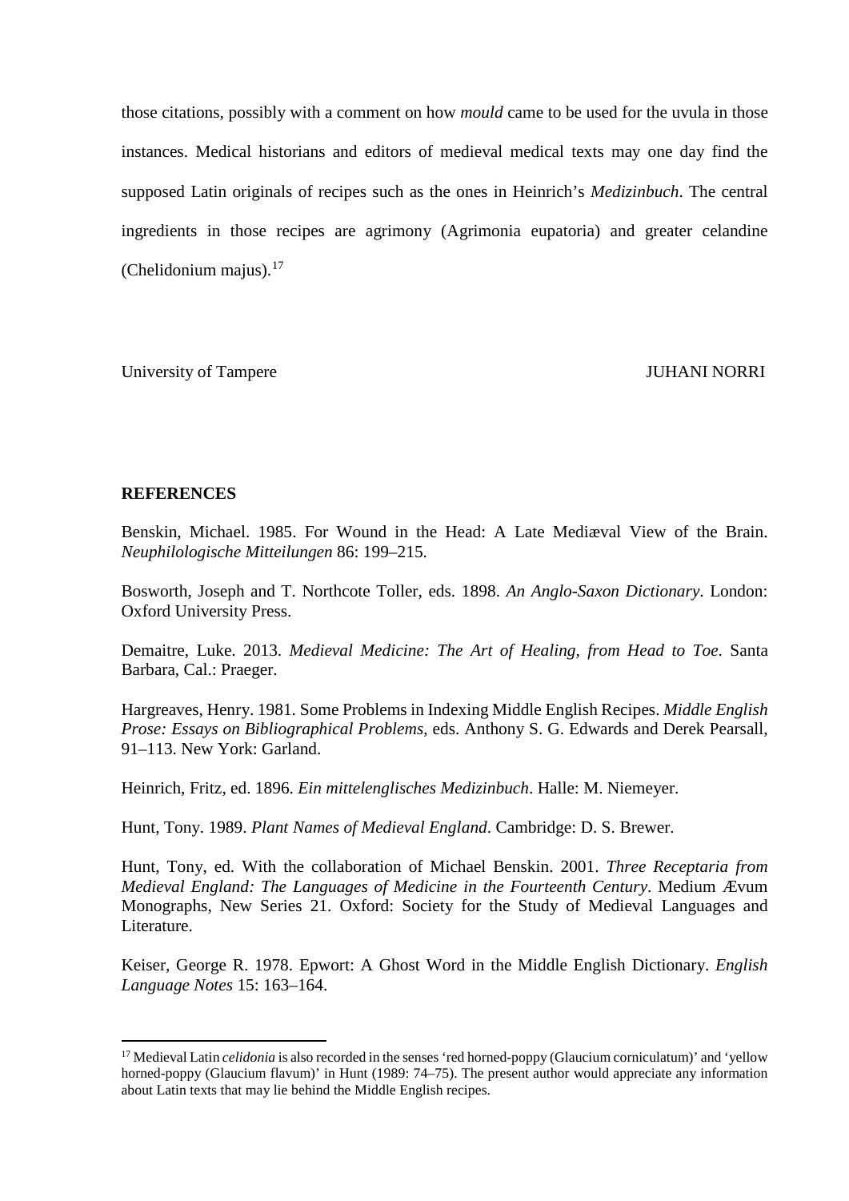those citations, possibly with a comment on how *mould* came to be used for the uvula in those instances. Medical historians and editors of medieval medical texts may one day find the supposed Latin originals of recipes such as the ones in Heinrich's *Medizinbuch*. The central ingredients in those recipes are agrimony (Agrimonia eupatoria) and greater celandine (Chelidonium majus).[17]

University of Tampere JUHANI NORRI

## REFERENCES

Benskin, Michael. 1985. For Wound in the Head: A Late Mediæval View of the Brain. *Neuphilologische Mitteilungen* 86: 199–215.

Bosworth, Joseph and T. Northcote Toller, eds. 1898. *An Anglo-Saxon Dictionary*. London: Oxford University Press.

Demaitre, Luke. 2013. *Medieval Medicine: The Art of Healing, from Head to Toe*. Santa Barbara, Cal.: Praeger.

Hargreaves, Henry. 1981. Some Problems in Indexing Middle English Recipes. *Middle English Prose: Essays on Bibliographical Problems*, eds. Anthony S. G. Edwards and Derek Pearsall, 91–113. New York: Garland.

Heinrich, Fritz, ed. 1896. *Ein mittelenglisches Medizinbuch*. Halle: M. Niemeyer.

Hunt, Tony. 1989. *Plant Names of Medieval England*. Cambridge: D. S. Brewer.

Hunt, Tony, ed. With the collaboration of Michael Benskin. 2001. *Three Receptaria from Medieval England: The Languages of Medicine in the Fourteenth Century*. Medium Ævum Monographs, New Series 21. Oxford: Society for the Study of Medieval Languages and Literature.

Keiser, George R. 1978. Epwort: A Ghost Word in the Middle English Dictionary. *English Language Notes* 15: 163–164.

---

[17] Medieval Latin *celidonia* is also recorded in the senses 'red horned-poppy (Glaucium corniculatum)' and 'yellow horned-poppy (Glaucium flavum)' in Hunt (1989: 74–75). The present author would appreciate any information about Latin texts that may lie behind the Middle English recipes.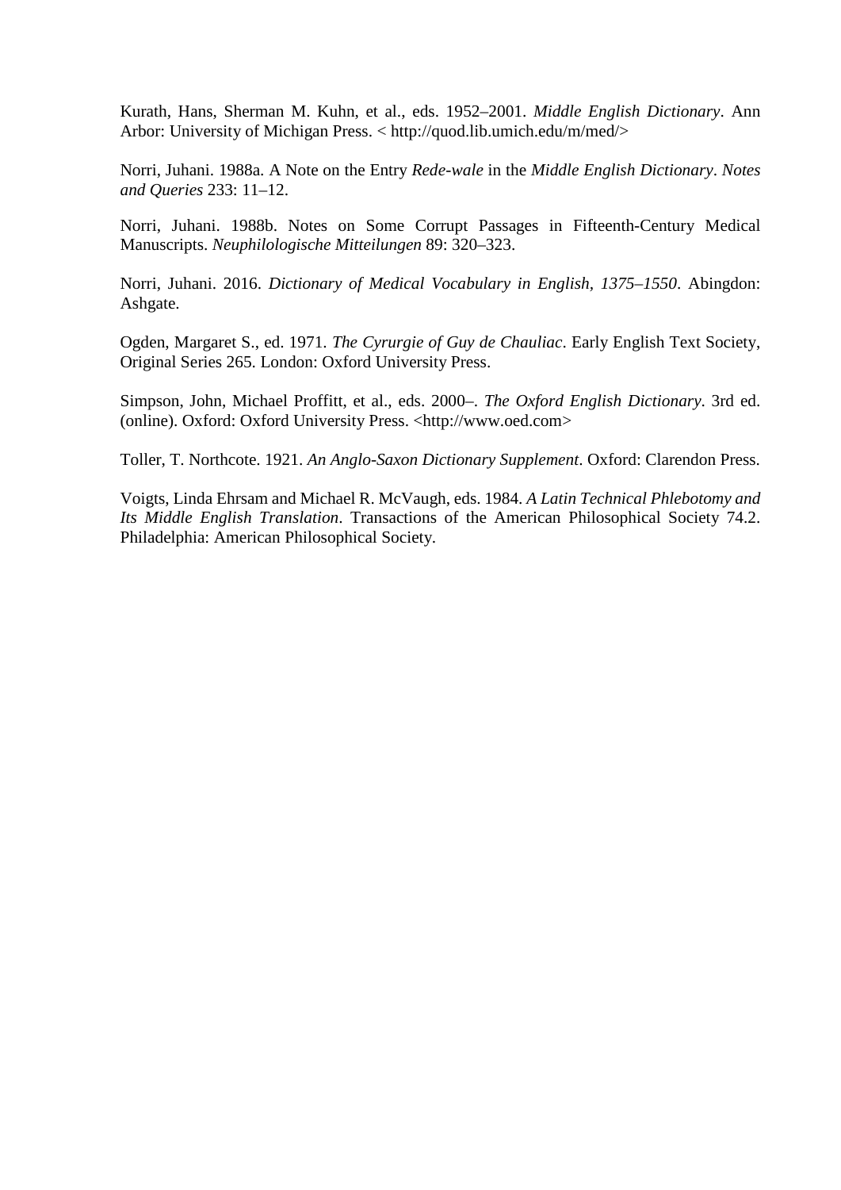Kurath, Hans, Sherman M. Kuhn, et al., eds. 1952–2001. *Middle English Dictionary*. Ann Arbor: University of Michigan Press. < http://quod.lib.umich.edu/m/med/>

Norri, Juhani. 1988a. A Note on the Entry *Rede-wale* in the *Middle English Dictionary*. *Notes and Queries* 233: 11–12.

Norri, Juhani. 1988b. Notes on Some Corrupt Passages in Fifteenth-Century Medical Manuscripts. *Neuphilologische Mitteilungen* 89: 320–323.

Norri, Juhani. 2016. *Dictionary of Medical Vocabulary in English, 1375–1550*. Abingdon: Ashgate.

Ogden, Margaret S., ed. 1971. *The Cyrurgie of Guy de Chauliac*. Early English Text Society, Original Series 265. London: Oxford University Press.

Simpson, John, Michael Proffitt, et al., eds. 2000–. *The Oxford English Dictionary*. 3rd ed. (online). Oxford: Oxford University Press. <http://www.oed.com>

Toller, T. Northcote. 1921. *An Anglo-Saxon Dictionary Supplement*. Oxford: Clarendon Press.

Voigts, Linda Ehrsam and Michael R. McVaugh, eds. 1984. *A Latin Technical Phlebotomy and Its Middle English Translation*. Transactions of the American Philosophical Society 74.2. Philadelphia: American Philosophical Society.